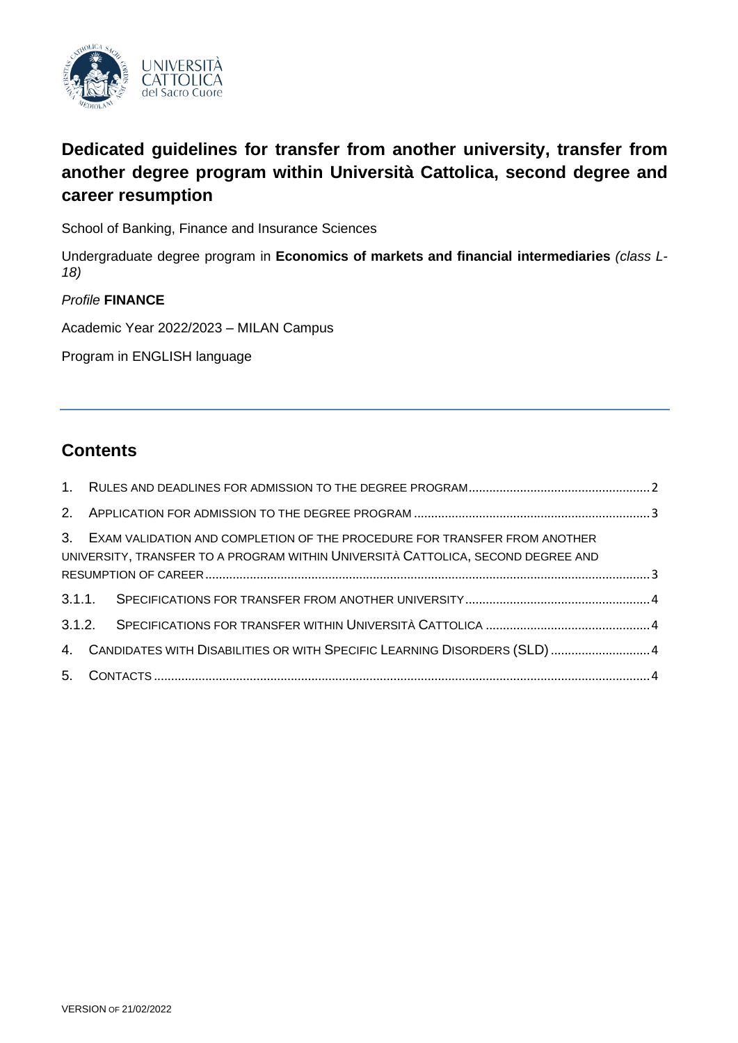# Dedicated guidelines for transfer from another university, transfer from another degree program within Università Cattolica, second degree and career resumption

School of Banking, Finance and Insurance Sciences

Undergraduate degree program in **Economics of markets and financial intermediaries** *(class L-18)*

*Profile* **FINANCE**

Academic Year 2022/2023 – MILAN Campus

Program in ENGLISH language

---

## Contents

1. RULES AND DEADLINES FOR ADMISSION TO THE DEGREE PROGRAM .......... 2
2. APPLICATION FOR ADMISSION TO THE DEGREE PROGRAM .......... 3
3. EXAM VALIDATION AND COMPLETION OF THE PROCEDURE FOR TRANSFER FROM ANOTHER UNIVERSITY, TRANSFER TO A PROGRAM WITHIN UNIVERSITÀ CATTOLICA, SECOND DEGREE AND RESUMPTION OF CAREER .......... 3

3.1.1. SPECIFICATIONS FOR TRANSFER FROM ANOTHER UNIVERSITY .......... 4

3.1.2. SPECIFICATIONS FOR TRANSFER WITHIN UNIVERSITÀ CATTOLICA .......... 4

4. CANDIDATES WITH DISABILITIES OR WITH SPECIFIC LEARNING DISORDERS (SLD) .......... 4
5. CONTACTS .......... 4

VERSION OF 21/02/2022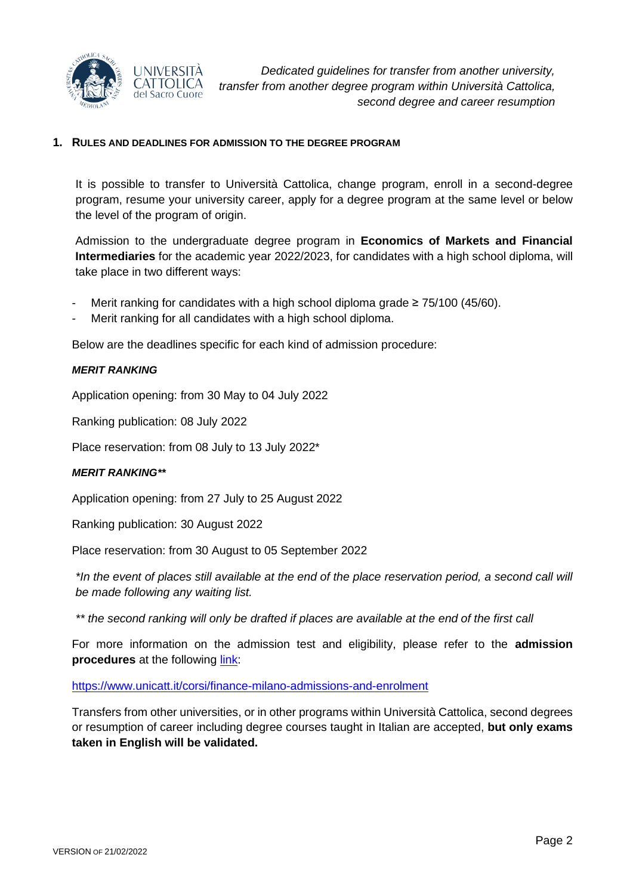## 1. Rules and deadlines for admission to the degree program

It is possible to transfer to Università Cattolica, change program, enroll in a second-degree program, resume your university career, apply for a degree program at the same level or below the level of the program of origin.

Admission to the undergraduate degree program in **Economics of Markets and Financial Intermediaries** for the academic year 2022/2023, for candidates with a high school diploma, will take place in two different ways:

- Merit ranking for candidates with a high school diploma grade ≥ 75/100 (45/60).
- Merit ranking for all candidates with a high school diploma.

Below are the deadlines specific for each kind of admission procedure:

***MERIT RANKING***

Application opening: from 30 May to 04 July 2022

Ranking publication: 08 July 2022

Place reservation: from 08 July to 13 July 2022*

***MERIT RANKING*****

Application opening: from 27 July to 25 August 2022

Ranking publication: 30 August 2022

Place reservation: from 30 August to 05 September 2022

*\*In the event of places still available at the end of the place reservation period, a second call will be made following any waiting list.*

*\*\* the second ranking will only be drafted if places are available at the end of the first call*

For more information on the admission test and eligibility, please refer to the **admission procedures** at the following link:

https://www.unicatt.it/corsi/finance-milano-admissions-and-enrolment

Transfers from other universities, or in other programs within Università Cattolica, second degrees or resumption of career including degree courses taught in Italian are accepted, **but only exams taken in English will be validated.**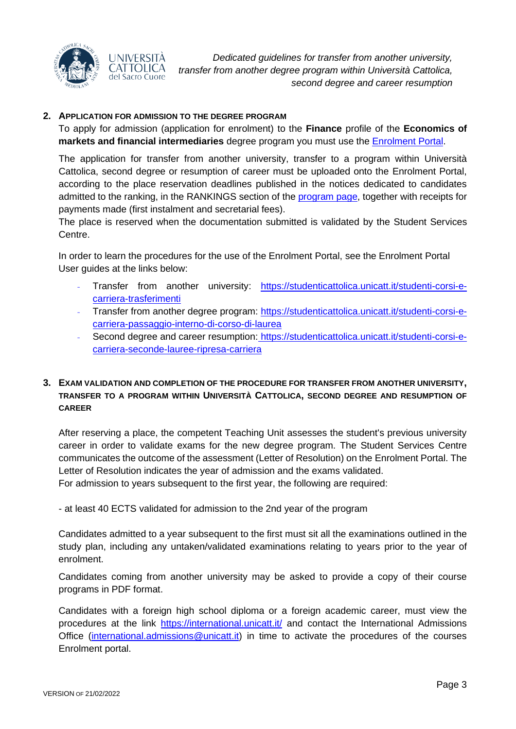## 2. Application for admission to the degree program

To apply for admission (application for enrolment) to the **Finance** profile of the **Economics of markets and financial intermediaries** degree program you must use the Enrolment Portal.

The application for transfer from another university, transfer to a program within Università Cattolica, second degree or resumption of career must be uploaded onto the Enrolment Portal, according to the place reservation deadlines published in the notices dedicated to candidates admitted to the ranking, in the RANKINGS section of the program page, together with receipts for payments made (first instalment and secretarial fees).

The place is reserved when the documentation submitted is validated by the Student Services Centre.

In order to learn the procedures for the use of the Enrolment Portal, see the Enrolment Portal User guides at the links below:

- Transfer from another university: https://studenticattolica.unicatt.it/studenti-corsi-e-carriera-trasferimenti
- Transfer from another degree program: https://studenticattolica.unicatt.it/studenti-corsi-e-carriera-passaggio-interno-di-corso-di-laurea
- Second degree and career resumption: https://studenticattolica.unicatt.it/studenti-corsi-e-carriera-seconde-lauree-ripresa-carriera

## 3. Exam validation and completion of the procedure for transfer from another university, transfer to a program within Università Cattolica, second degree and resumption of career

After reserving a place, the competent Teaching Unit assesses the student's previous university career in order to validate exams for the new degree program. The Student Services Centre communicates the outcome of the assessment (Letter of Resolution) on the Enrolment Portal. The Letter of Resolution indicates the year of admission and the exams validated.

For admission to years subsequent to the first year, the following are required:

- at least 40 ECTS validated for admission to the 2nd year of the program

Candidates admitted to a year subsequent to the first must sit all the examinations outlined in the study plan, including any untaken/validated examinations relating to years prior to the year of enrolment.

Candidates coming from another university may be asked to provide a copy of their course programs in PDF format.

Candidates with a foreign high school diploma or a foreign academic career, must view the procedures at the link https://international.unicatt.it/ and contact the International Admissions Office (international.admissions@unicatt.it) in time to activate the procedures of the courses Enrolment portal.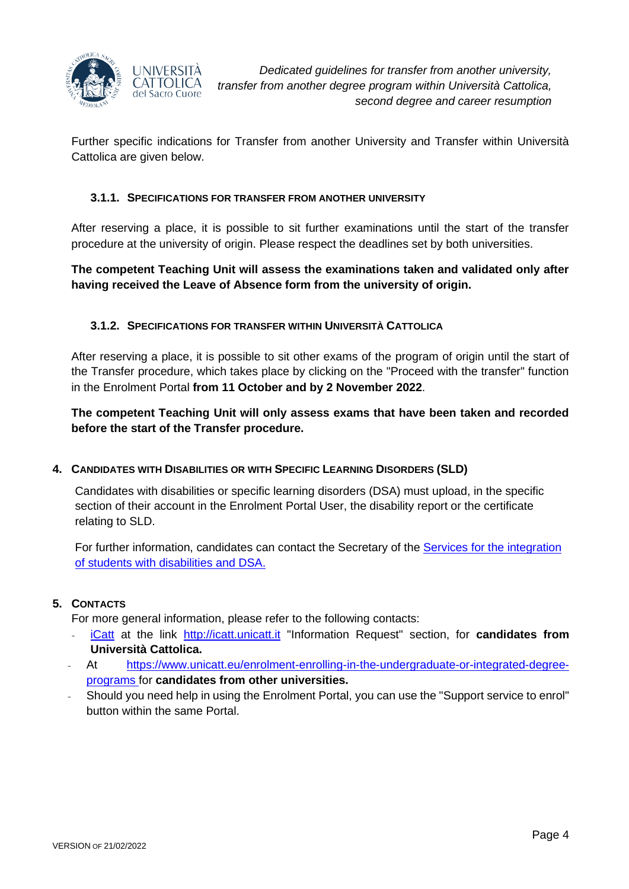Further specific indications for Transfer from another University and Transfer within Università Cattolica are given below.

### 3.1.1. Specifications for transfer from another university

After reserving a place, it is possible to sit further examinations until the start of the transfer procedure at the university of origin. Please respect the deadlines set by both universities.

**The competent Teaching Unit will assess the examinations taken and validated only after having received the Leave of Absence form from the university of origin.**

### 3.1.2. Specifications for transfer within Università Cattolica

After reserving a place, it is possible to sit other exams of the program of origin until the start of the Transfer procedure, which takes place by clicking on the "Proceed with the transfer" function in the Enrolment Portal **from 11 October and by 2 November 2022**.

**The competent Teaching Unit will only assess exams that have been taken and recorded before the start of the Transfer procedure.**

## 4. Candidates with Disabilities or with Specific Learning Disorders (SLD)

Candidates with disabilities or specific learning disorders (DSA) must upload, in the specific section of their account in the Enrolment Portal User, the disability report or the certificate relating to SLD.

For further information, candidates can contact the Secretary of the Services for the integration of students with disabilities and DSA.

## 5. Contacts

For more general information, please refer to the following contacts:

- iCatt at the link http://icatt.unicatt.it "Information Request" section, for **candidates from Università Cattolica.**
- At https://www.unicatt.eu/enrolment-enrolling-in-the-undergraduate-or-integrated-degree-programs for **candidates from other universities.**
- Should you need help in using the Enrolment Portal, you can use the "Support service to enrol" button within the same Portal.

VERSION OF 21/02/2022